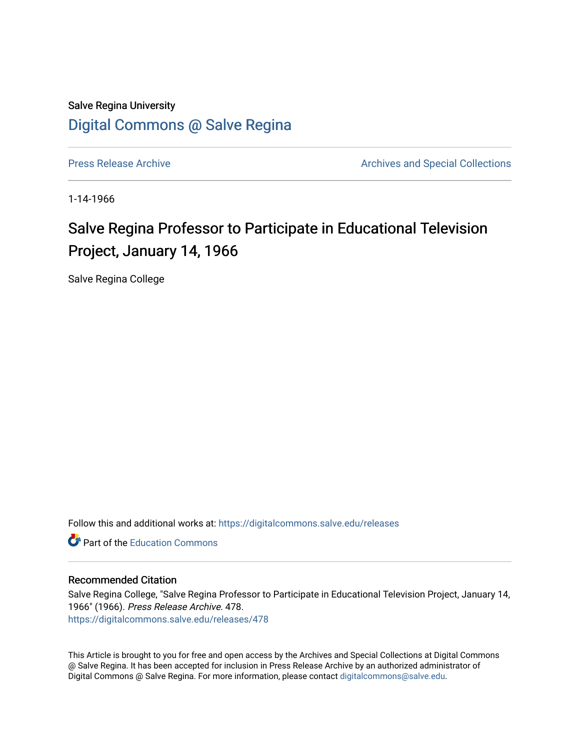Salve Regina University

# Digital Commons @ Salve Regina

Press Release Archive

Archives and Special Collections

1-14-1966

## Salve Regina Professor to Participate in Educational Television Project, January 14, 1966

Salve Regina College

Follow this and additional works at: https://digitalcommons.salve.edu/releases

Part of the Education Commons

### Recommended Citation

Salve Regina College, "Salve Regina Professor to Participate in Educational Television Project, January 14, 1966" (1966). *Press Release Archive*. 478.
https://digitalcommons.salve.edu/releases/478

This Article is brought to you for free and open access by the Archives and Special Collections at Digital Commons @ Salve Regina. It has been accepted for inclusion in Press Release Archive by an authorized administrator of Digital Commons @ Salve Regina. For more information, please contact digitalcommons@salve.edu.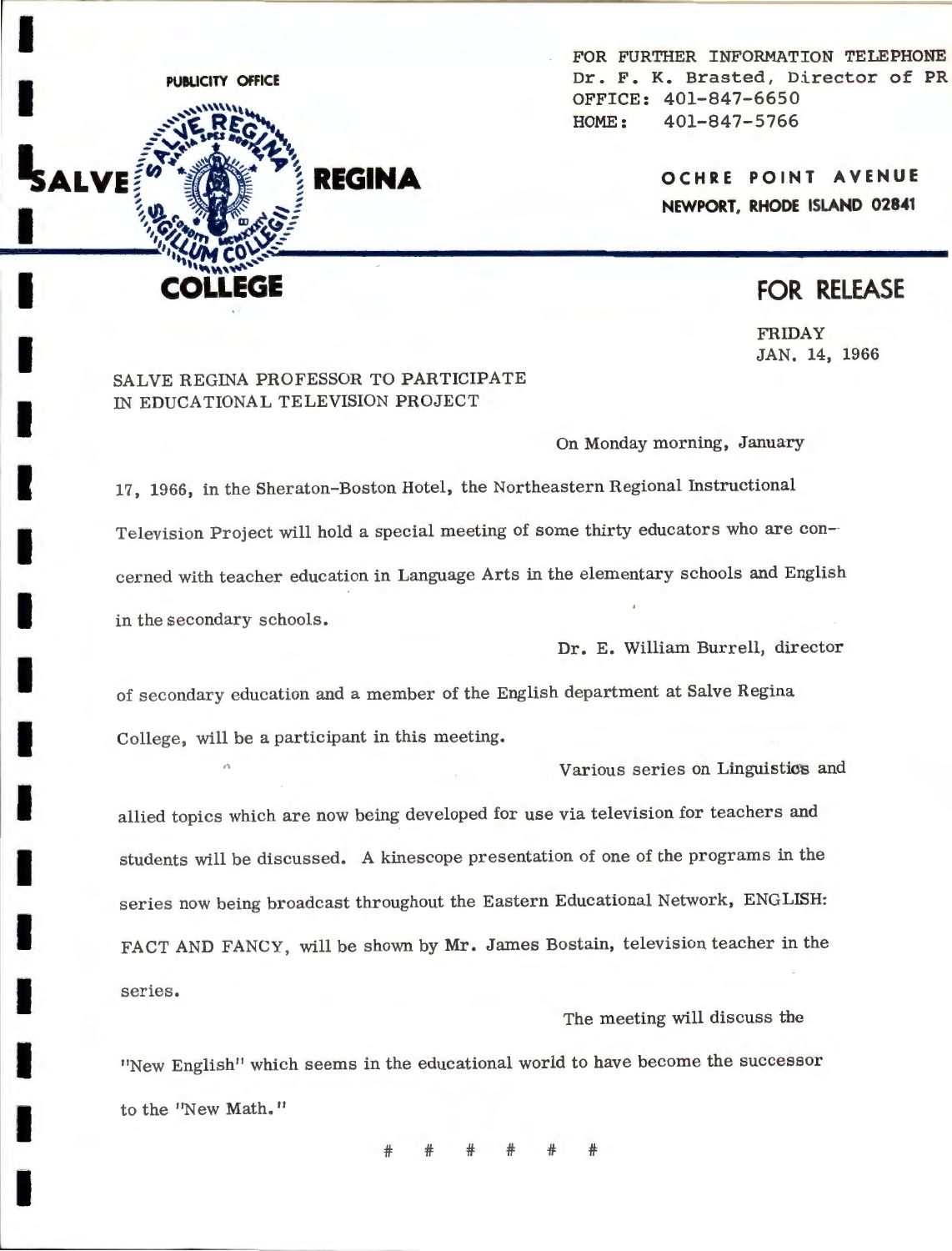PUBLICITY OFFICE

**SALVE REGINA COLLEGE**

FOR FURTHER INFORMATION TELEPHONE
Dr. F. K. Brasted, Director of PR
OFFICE: 401-847-6650
HOME: 401-847-5766

OCHRE POINT AVENUE
NEWPORT, RHODE ISLAND 02841

## FOR RELEASE

FRIDAY
JAN. 14, 1966

SALVE REGINA PROFESSOR TO PARTICIPATE
IN EDUCATIONAL TELEVISION PROJECT

On Monday morning, January 17, 1966, in the Sheraton-Boston Hotel, the Northeastern Regional Instructional Television Project will hold a special meeting of some thirty educators who are concerned with teacher education in Language Arts in the elementary schools and English in the secondary schools.

Dr. E. William Burrell, director of secondary education and a member of the English department at Salve Regina College, will be a participant in this meeting.

Various series on Linguistics and allied topics which are now being developed for use via television for teachers and students will be discussed. A kinescope presentation of one of the programs in the series now being broadcast throughout the Eastern Educational Network, ENGLISH: FACT AND FANCY, will be shown by Mr. James Bostain, television teacher in the series.

The meeting will discuss the "New English" which seems in the educational world to have become the successor to the "New Math."

# # # # # #